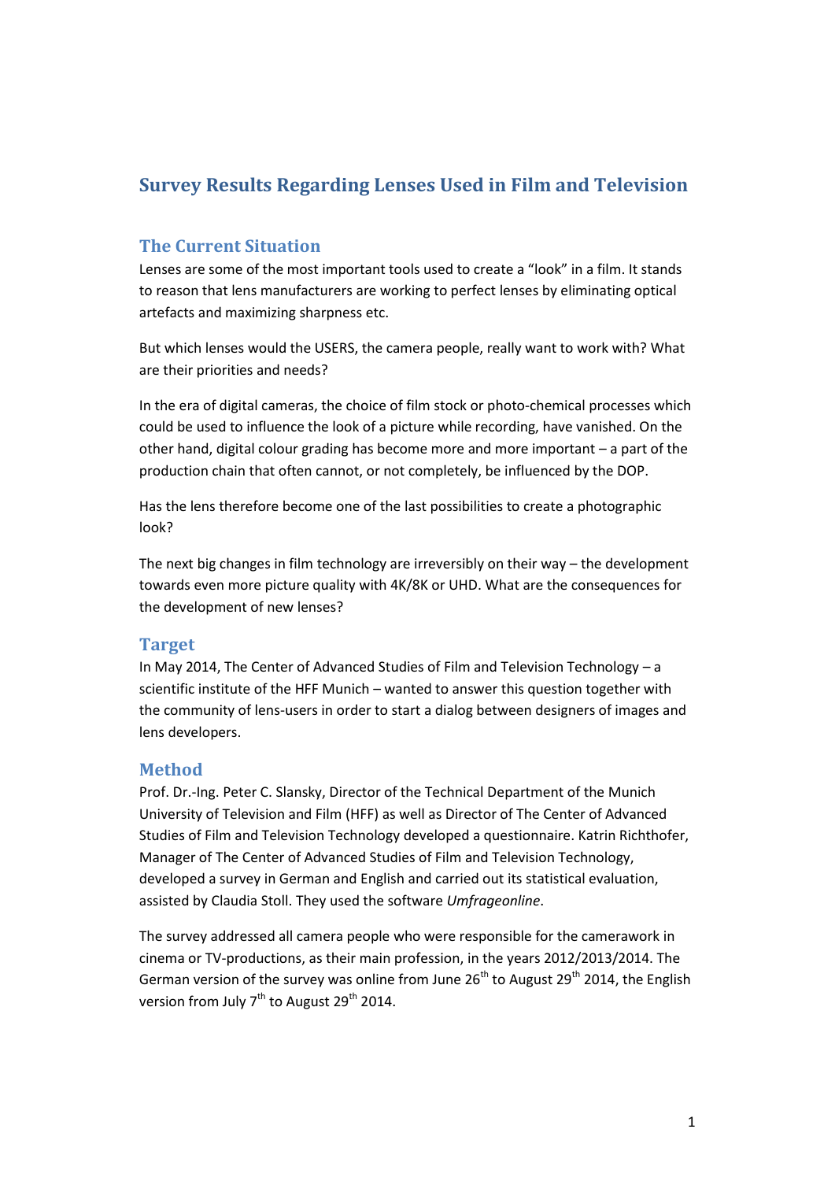# Survey Results Regarding Lenses Used in Film and Television

## The Current Situation

Lenses are some of the most important tools used to create a "look" in a film. It stands to reason that lens manufacturers are working to perfect lenses by eliminating optical artefacts and maximizing sharpness etc.

But which lenses would the USERS, the camera people, really want to work with? What are their priorities and needs?

In the era of digital cameras, the choice of film stock or photo-chemical processes which could be used to influence the look of a picture while recording, have vanished. On the other hand, digital colour grading has become more and more important – a part of the production chain that often cannot, or not completely, be influenced by the DOP.

Has the lens therefore become one of the last possibilities to create a photographic look?

The next big changes in film technology are irreversibly on their way – the development towards even more picture quality with 4K/8K or UHD. What are the consequences for the development of new lenses?

## Target

In May 2014, The Center of Advanced Studies of Film and Television Technology – a scientific institute of the HFF Munich – wanted to answer this question together with the community of lens-users in order to start a dialog between designers of images and lens developers.

## Method

Prof. Dr.-Ing. Peter C. Slansky, Director of the Technical Department of the Munich University of Television and Film (HFF) as well as Director of The Center of Advanced Studies of Film and Television Technology developed a questionnaire. Katrin Richthofer, Manager of The Center of Advanced Studies of Film and Television Technology, developed a survey in German and English and carried out its statistical evaluation, assisted by Claudia Stoll. They used the software *Umfrageonline*.

The survey addressed all camera people who were responsible for the camerawork in cinema or TV-productions, as their main profession, in the years 2012/2013/2014. The German version of the survey was online from June 26th to August 29th 2014, the English version from July 7th to August 29th 2014.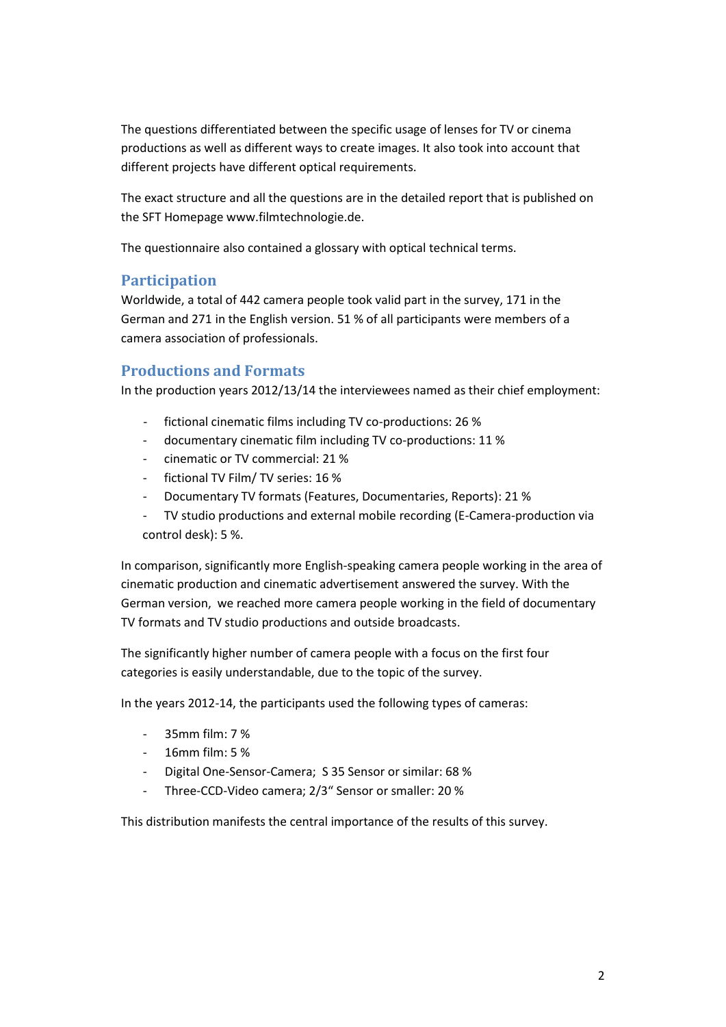The questions differentiated between the specific usage of lenses for TV or cinema productions as well as different ways to create images. It also took into account that different projects have different optical requirements.

The exact structure and all the questions are in the detailed report that is published on the SFT Homepage www.filmtechnologie.de.

The questionnaire also contained a glossary with optical technical terms.

## Participation

Worldwide, a total of 442 camera people took valid part in the survey, 171 in the German and 271 in the English version. 51 % of all participants were members of a camera association of professionals.

## Productions and Formats

In the production years 2012/13/14 the interviewees named as their chief employment:

- fictional cinematic films including TV co-productions: 26 %
- documentary cinematic film including TV co-productions: 11 %
- cinematic or TV commercial: 21 %
- fictional TV Film/ TV series: 16 %
- Documentary TV formats (Features, Documentaries, Reports): 21 %
- TV studio productions and external mobile recording (E-Camera-production via control desk): 5 %.

In comparison, significantly more English-speaking camera people working in the area of cinematic production and cinematic advertisement answered the survey. With the German version, we reached more camera people working in the field of documentary TV formats and TV studio productions and outside broadcasts.

The significantly higher number of camera people with a focus on the first four categories is easily understandable, due to the topic of the survey.

In the years 2012-14, the participants used the following types of cameras:

- 35mm film: 7 %
- 16mm film: 5 %
- Digital One-Sensor-Camera; S 35 Sensor or similar: 68 %
- Three-CCD-Video camera; 2/3" Sensor or smaller: 20 %

This distribution manifests the central importance of the results of this survey.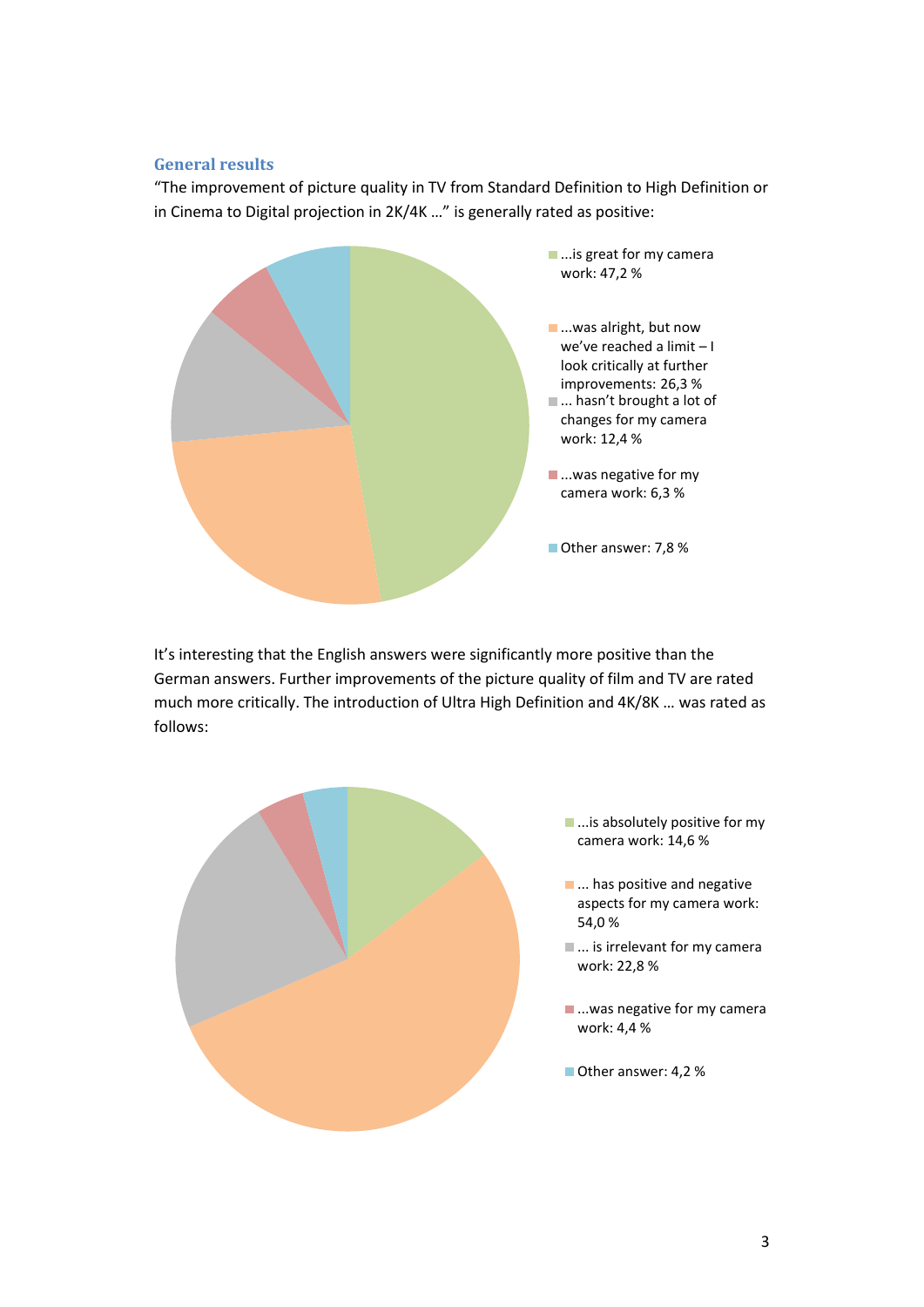## General results

"The improvement of picture quality in TV from Standard Definition to High Definition or in Cinema to Digital projection in 2K/4K …" is generally rated as positive:

- ...is great for my camera work: 47,2 %
- ...was alright, but now we've reached a limit – I look critically at further improvements: 26,3 %
- ... hasn't brought a lot of changes for my camera work: 12,4 %
- ...was negative for my camera work: 6,3 %
- Other answer: 7,8 %

It's interesting that the English answers were significantly more positive than the German answers. Further improvements of the picture quality of film and TV are rated much more critically. The introduction of Ultra High Definition and 4K/8K … was rated as follows:

- ...is absolutely positive for my camera work: 14,6 %
- ... has positive and negative aspects for my camera work: 54,0 %
- ... is irrelevant for my camera work: 22,8 %
- ...was negative for my camera work: 4,4 %
- Other answer: 4,2 %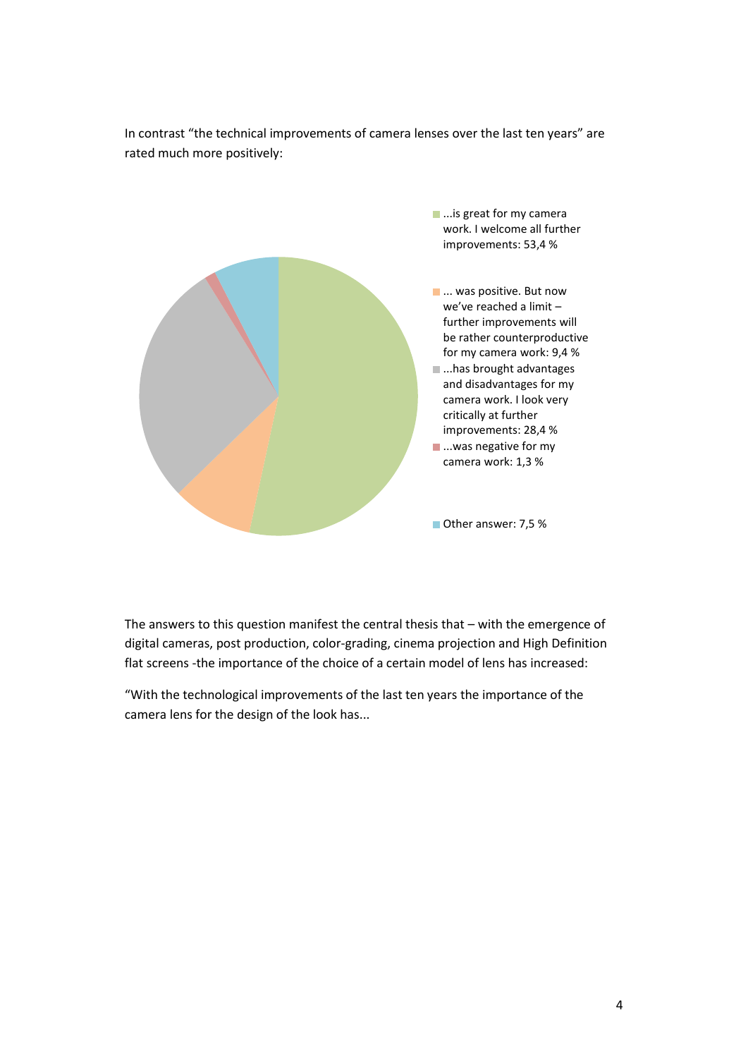In contrast “the technical improvements of camera lenses over the last ten years” are rated much more positively:

- ...is great for my camera work. I welcome all further improvements: 53,4 %
- ... was positive. But now we’ve reached a limit – further improvements will be rather counterproductive for my camera work: 9,4 %
- ...has brought advantages and disadvantages for my camera work. I look very critically at further improvements: 28,4 %
- ...was negative for my camera work: 1,3 %
- Other answer: 7,5 %

The answers to this question manifest the central thesis that – with the emergence of digital cameras, post production, color-grading, cinema projection and High Definition flat screens -the importance of the choice of a certain model of lens has increased:

“With the technological improvements of the last ten years the importance of the camera lens for the design of the look has...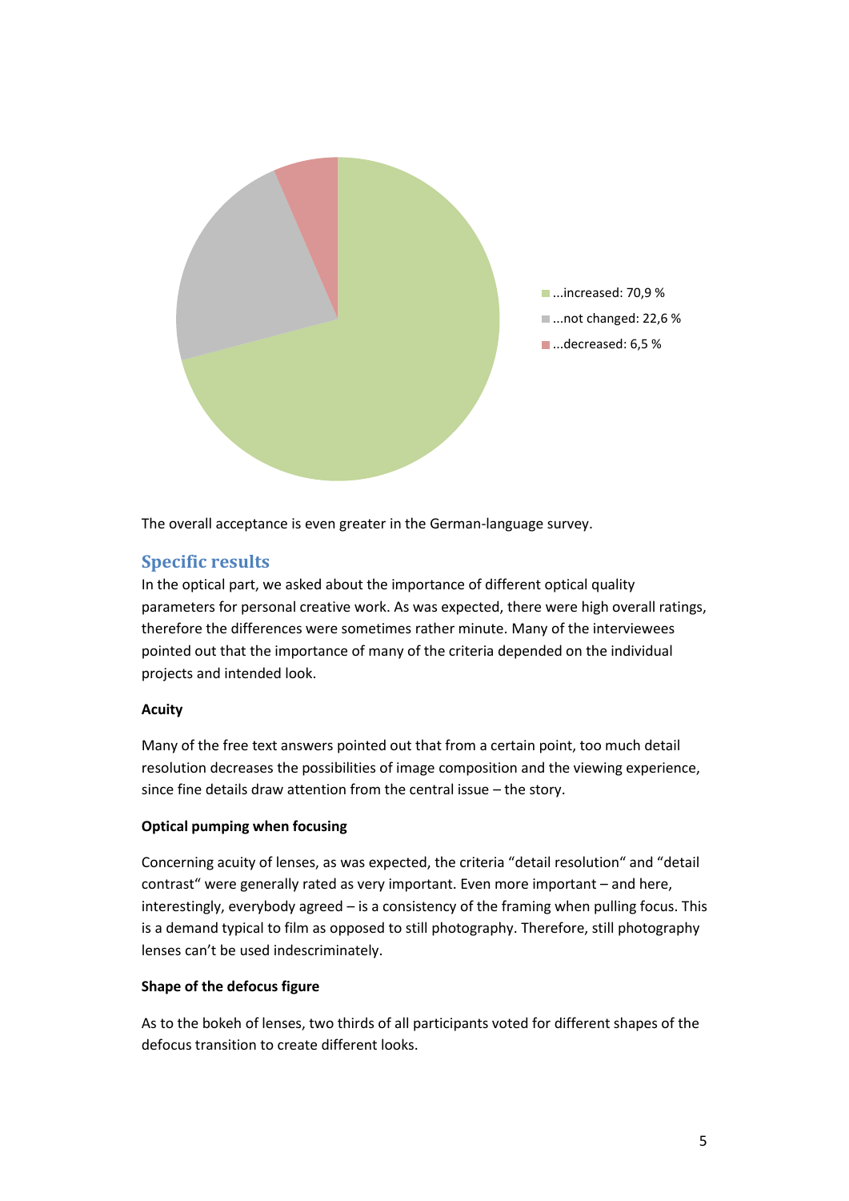...increased: 70,9 %

...not changed: 22,6 %

...decreased: 6,5 %

The overall acceptance is even greater in the German-language survey.

## Specific results

In the optical part, we asked about the importance of different optical quality parameters for personal creative work. As was expected, there were high overall ratings, therefore the differences were sometimes rather minute. Many of the interviewees pointed out that the importance of many of the criteria depended on the individual projects and intended look.

**Acuity**

Many of the free text answers pointed out that from a certain point, too much detail resolution decreases the possibilities of image composition and the viewing experience, since fine details draw attention from the central issue – the story.

**Optical pumping when focusing**

Concerning acuity of lenses, as was expected, the criteria "detail resolution" and "detail contrast" were generally rated as very important. Even more important – and here, interestingly, everybody agreed – is a consistency of the framing when pulling focus. This is a demand typical to film as opposed to still photography. Therefore, still photography lenses can't be used indescriminately.

**Shape of the defocus figure**

As to the bokeh of lenses, two thirds of all participants voted for different shapes of the defocus transition to create different looks.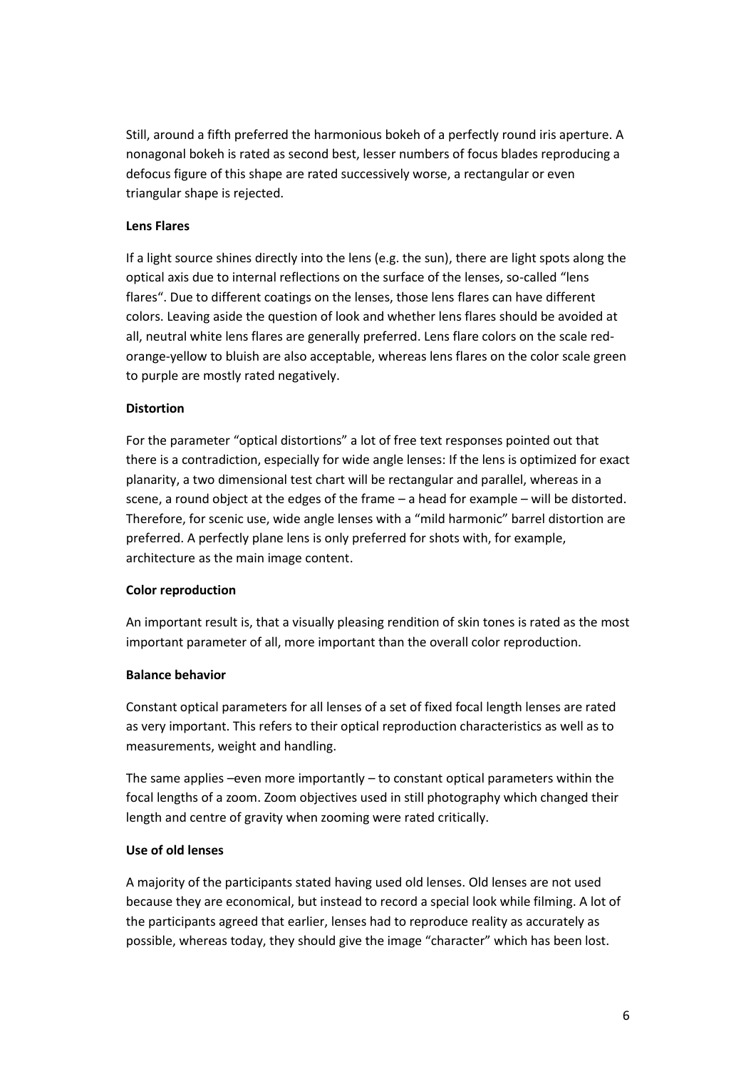Still, around a fifth preferred the harmonious bokeh of a perfectly round iris aperture. A nonagonal bokeh is rated as second best, lesser numbers of focus blades reproducing a defocus figure of this shape are rated successively worse, a rectangular or even triangular shape is rejected.

**Lens Flares**

If a light source shines directly into the lens (e.g. the sun), there are light spots along the optical axis due to internal reflections on the surface of the lenses, so-called "lens flares". Due to different coatings on the lenses, those lens flares can have different colors. Leaving aside the question of look and whether lens flares should be avoided at all, neutral white lens flares are generally preferred. Lens flare colors on the scale red-orange-yellow to bluish are also acceptable, whereas lens flares on the color scale green to purple are mostly rated negatively.

**Distortion**

For the parameter "optical distortions" a lot of free text responses pointed out that there is a contradiction, especially for wide angle lenses: If the lens is optimized for exact planarity, a two dimensional test chart will be rectangular and parallel, whereas in a scene, a round object at the edges of the frame – a head for example – will be distorted. Therefore, for scenic use, wide angle lenses with a "mild harmonic" barrel distortion are preferred. A perfectly plane lens is only preferred for shots with, for example, architecture as the main image content.

**Color reproduction**

An important result is, that a visually pleasing rendition of skin tones is rated as the most important parameter of all, more important than the overall color reproduction.

**Balance behavior**

Constant optical parameters for all lenses of a set of fixed focal length lenses are rated as very important. This refers to their optical reproduction characteristics as well as to measurements, weight and handling.

The same applies –even more importantly – to constant optical parameters within the focal lengths of a zoom. Zoom objectives used in still photography which changed their length and centre of gravity when zooming were rated critically.

**Use of old lenses**

A majority of the participants stated having used old lenses. Old lenses are not used because they are economical, but instead to record a special look while filming. A lot of the participants agreed that earlier, lenses had to reproduce reality as accurately as possible, whereas today, they should give the image "character" which has been lost.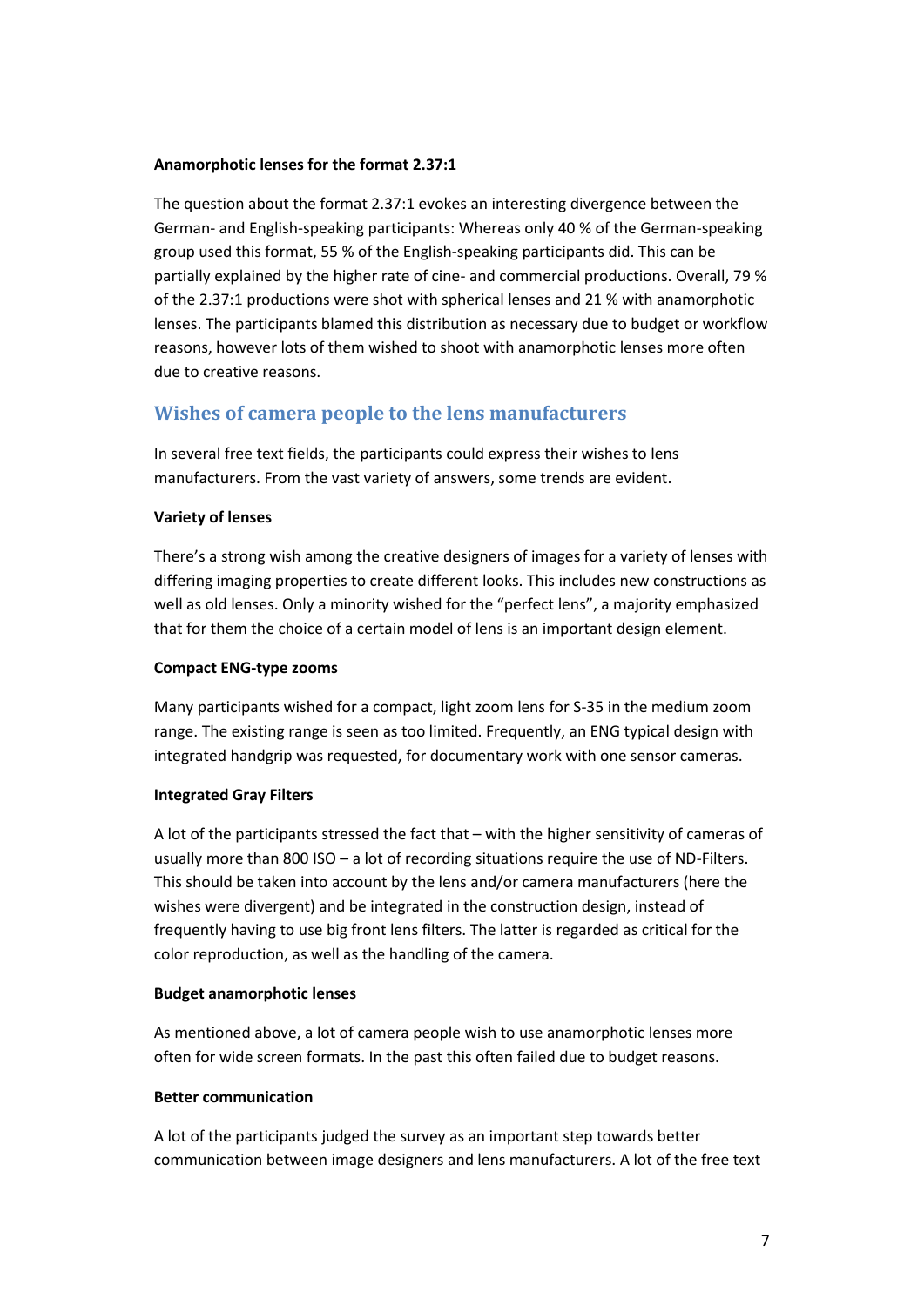**Anamorphotic lenses for the format 2.37:1**

The question about the format 2.37:1 evokes an interesting divergence between the German- and English-speaking participants: Whereas only 40 % of the German-speaking group used this format, 55 % of the English-speaking participants did. This can be partially explained by the higher rate of cine- and commercial productions. Overall, 79 % of the 2.37:1 productions were shot with spherical lenses and 21 % with anamorphotic lenses. The participants blamed this distribution as necessary due to budget or workflow reasons, however lots of them wished to shoot with anamorphotic lenses more often due to creative reasons.

## Wishes of camera people to the lens manufacturers

In several free text fields, the participants could express their wishes to lens manufacturers. From the vast variety of answers, some trends are evident.

**Variety of lenses**

There's a strong wish among the creative designers of images for a variety of lenses with differing imaging properties to create different looks. This includes new constructions as well as old lenses. Only a minority wished for the "perfect lens", a majority emphasized that for them the choice of a certain model of lens is an important design element.

**Compact ENG-type zooms**

Many participants wished for a compact, light zoom lens for S-35 in the medium zoom range. The existing range is seen as too limited. Frequently, an ENG typical design with integrated handgrip was requested, for documentary work with one sensor cameras.

**Integrated Gray Filters**

A lot of the participants stressed the fact that – with the higher sensitivity of cameras of usually more than 800 ISO – a lot of recording situations require the use of ND-Filters. This should be taken into account by the lens and/or camera manufacturers (here the wishes were divergent) and be integrated in the construction design, instead of frequently having to use big front lens filters. The latter is regarded as critical for the color reproduction, as well as the handling of the camera.

**Budget anamorphotic lenses**

As mentioned above, a lot of camera people wish to use anamorphotic lenses more often for wide screen formats. In the past this often failed due to budget reasons.

**Better communication**

A lot of the participants judged the survey as an important step towards better communication between image designers and lens manufacturers. A lot of the free text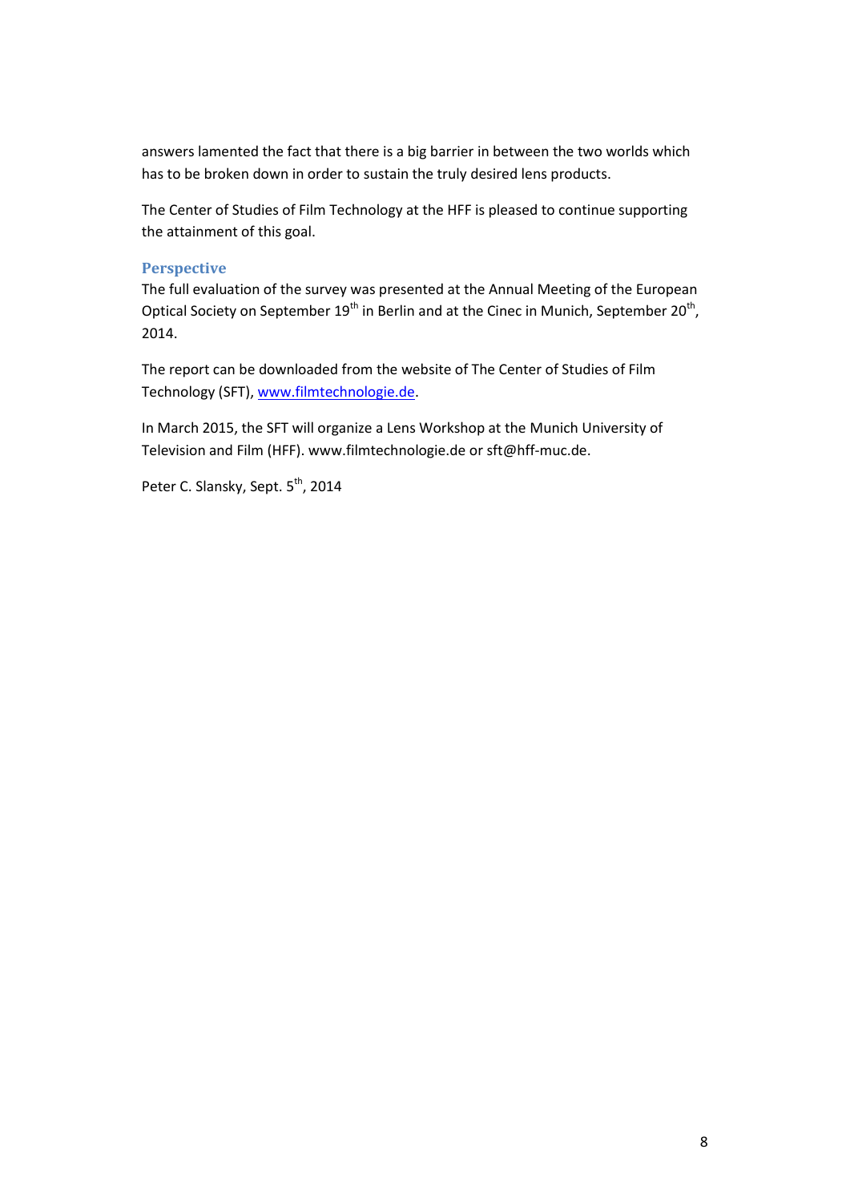answers lamented the fact that there is a big barrier in between the two worlds which has to be broken down in order to sustain the truly desired lens products.

The Center of Studies of Film Technology at the HFF is pleased to continue supporting the attainment of this goal.

## Perspective

The full evaluation of the survey was presented at the Annual Meeting of the European Optical Society on September 19th in Berlin and at the Cinec in Munich, September 20th, 2014.

The report can be downloaded from the website of The Center of Studies of Film Technology (SFT), [www.filmtechnologie.de](http://www.filmtechnologie.de).

In March 2015, the SFT will organize a Lens Workshop at the Munich University of Television and Film (HFF). www.filmtechnologie.de or sft@hff-muc.de.

Peter C. Slansky, Sept. 5th, 2014